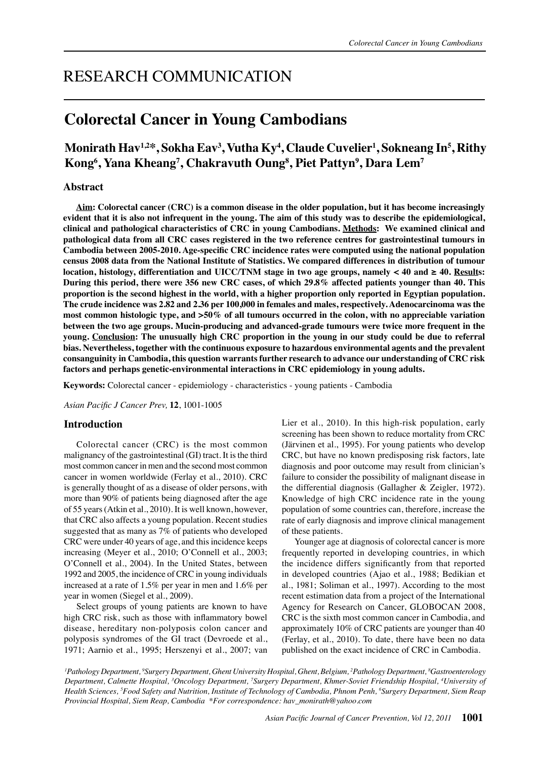RESEARCH COMMUNICATION

# Colorectal Cancer in Young Cambodians

**Monirath Hav[1,2]*, Sokha Eav[3], Vutha Ky[4], Claude Cuvelier[1], Sokneang In[5], Rithy Kong[6], Yana Kheang[7], Chakravuth Oung[8], Piet Pattyn[9], Dara Lem[7]**

## Abstract

**Aim: Colorectal cancer (CRC) is a common disease in the older population, but it has become increasingly evident that it is also not infrequent in the young. The aim of this study was to describe the epidemiological, clinical and pathological characteristics of CRC in young Cambodians. Methods: We examined clinical and pathological data from all CRC cases registered in the two reference centres for gastrointestinal tumours in Cambodia between 2005-2010. Age-specific CRC incidence rates were computed using the national population census 2008 data from the National Institute of Statistics. We compared differences in distribution of tumour location, histology, differentiation and UICC/TNM stage in two age groups, namely < 40 and ≥ 40. Results: During this period, there were 356 new CRC cases, of which 29.8% affected patients younger than 40. This proportion is the second highest in the world, with a higher proportion only reported in Egyptian population. The crude incidence was 2.82 and 2.36 per 100,000 in females and males, respectively. Adenocarcinoma was the most common histologic type, and >50% of all tumours occurred in the colon, with no appreciable variation between the two age groups. Mucin-producing and advanced-grade tumours were twice more frequent in the young. Conclusion: The unusually high CRC proportion in the young in our study could be due to referral bias. Nevertheless, together with the continuous exposure to hazardous environmental agents and the prevalent consanguinity in Cambodia, this question warrants further research to advance our understanding of CRC risk factors and perhaps genetic-environmental interactions in CRC epidemiology in young adults.**

**Keywords:** Colorectal cancer - epidemiology - characteristics - young patients - Cambodia

*Asian Pacific J Cancer Prev,* **12**, 1001-1005

## Introduction

Colorectal cancer (CRC) is the most common malignancy of the gastrointestinal (GI) tract. It is the third most common cancer in men and the second most common cancer in women worldwide (Ferlay et al., 2010). CRC is generally thought of as a disease of older persons, with more than 90% of patients being diagnosed after the age of 55 years (Atkin et al., 2010). It is well known, however, that CRC also affects a young population. Recent studies suggested that as many as 7% of patients who developed CRC were under 40 years of age, and this incidence keeps increasing (Meyer et al., 2010; O'Connell et al., 2003; O'Connell et al., 2004). In the United States, between 1992 and 2005, the incidence of CRC in young individuals increased at a rate of 1.5% per year in men and 1.6% per year in women (Siegel et al., 2009).

Select groups of young patients are known to have high CRC risk, such as those with inflammatory bowel disease, hereditary non-polyposis colon cancer and polyposis syndromes of the GI tract (Devroede et al., 1971; Aarnio et al., 1995; Herszenyi et al., 2007; van Lier et al., 2010). In this high-risk population, early screening has been shown to reduce mortality from CRC (Järvinen et al., 1995). For young patients who develop CRC, but have no known predisposing risk factors, late diagnosis and poor outcome may result from clinician's failure to consider the possibility of malignant disease in the differential diagnosis (Gallagher & Zeigler, 1972). Knowledge of high CRC incidence rate in the young population of some countries can, therefore, increase the rate of early diagnosis and improve clinical management of these patients.

Younger age at diagnosis of colorectal cancer is more frequently reported in developing countries, in which the incidence differs significantly from that reported in developed countries (Ajao et al., 1988; Bedikian et al., 1981; Soliman et al., 1997). According to the most recent estimation data from a project of the International Agency for Research on Cancer, GLOBOCAN 2008, CRC is the sixth most common cancer in Cambodia, and approximately 10% of CRC patients are younger than 40 (Ferlay, et al., 2010). To date, there have been no data published on the exact incidence of CRC in Cambodia.

*[1]Pathology Department, [9]Surgery Department, Ghent University Hospital, Ghent, Belgium, [2]Pathology Department, [8]Gastroenterology Department, Calmette Hospital, [3]Oncology Department, [7]Surgery Department, Khmer-Soviet Friendship Hospital, [4]University of Health Sciences, [5]Food Safety and Nutrition, Institute of Technology of Cambodia, Phnom Penh, [6]Surgery Department, Siem Reap Provincial Hospital, Siem Reap, Cambodia *For correspondence: hav_monirath@yahoo.com*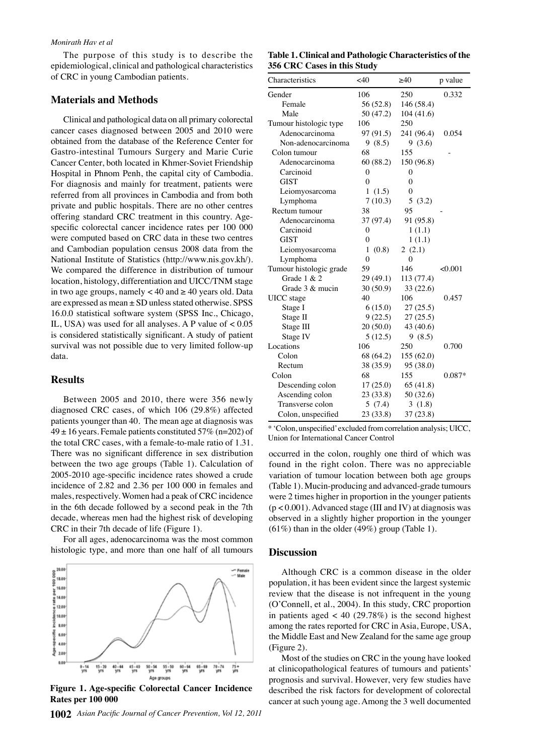The purpose of this study is to describe the epidemiological, clinical and pathological characteristics of CRC in young Cambodian patients.

## Materials and Methods

Clinical and pathological data on all primary colorectal cancer cases diagnosed between 2005 and 2010 were obtained from the database of the Reference Center for Gastro-intestinal Tumours Surgery and Marie Curie Cancer Center, both located in Khmer-Soviet Friendship Hospital in Phnom Penh, the capital city of Cambodia. For diagnosis and mainly for treatment, patients were referred from all provinces in Cambodia and from both private and public hospitals. There are no other centres offering standard CRC treatment in this country. Age-specific colorectal cancer incidence rates per 100 000 were computed based on CRC data in these two centres and Cambodian population census 2008 data from the National Institute of Statistics (http://www.nis.gov.kh/). We compared the difference in distribution of tumour location, histology, differentiation and UICC/TNM stage in two age groups, namely $< 40$ and $\geq 40$ years old. Data are expressed as mean ± SD unless stated otherwise. SPSS 16.0.0 statistical software system (SPSS Inc., Chicago, IL, USA) was used for all analyses. A P value of $< 0.05$ is considered statistically significant. A study of patient survival was not possible due to very limited follow-up data.

## Results

Between 2005 and 2010, there were 356 newly diagnosed CRC cases, of which 106 (29.8%) affected patients younger than 40. The mean age at diagnosis was 49 ± 16 years. Female patients constituted 57% (n=202) of the total CRC cases, with a female-to-male ratio of 1.31. There was no significant difference in sex distribution between the two age groups (Table 1). Calculation of 2005-2010 age-specific incidence rates showed a crude incidence of 2.82 and 2.36 per 100 000 in females and males, respectively. Women had a peak of CRC incidence in the 6th decade followed by a second peak in the 7th decade, whereas men had the highest risk of developing CRC in their 7th decade of life (Figure 1).

For all ages, adenocarcinoma was the most common histologic type, and more than one half of all tumours occurred in the colon, roughly one third of which was found in the right colon. There was no appreciable variation of tumour location between both age groups (Table 1). Mucin-producing and advanced-grade tumours were 2 times higher in proportion in the younger patients ($p < 0.001$). Advanced stage (III and IV) at diagnosis was observed in a slightly higher proportion in the younger (61%) than in the older (49%) group (Table 1).

Age-specific incidence rate per 100 000

20.00
18.00
16.00
14.00
12.00
10.00
8.00
6.00
4.00
2.00
0.00

Female
Male

0 - 14 yrs, 15 - 39 yrs, 40 - 44 yrs, 45 - 49 yrs, 50 - 54 yrs, 55 - 59 yrs, 60 - 64 yrs, 65 - 69 yrs, 70 - 74 yrs, 75+ yrs

Age groups

**Figure 1. Age-specific Colorectal Cancer Incidence Rates per 100 000**

**Table 1. Clinical and Pathologic Characteristics of the 356 CRC Cases in this Study**

| Characteristics | <40 | ≥40 | p value |
|---|---|---|---|
| Gender | 106 | 250 | 0.332 |
| Female | 56 (52.8) | 146 (58.4) | |
| Male | 50 (47.2) | 104 (41.6) | |
| Tumour histologic type | 106 | 250 | |
| Adenocarcinoma | 97 (91.5) | 241 (96.4) | 0.054 |
| Non-adenocarcinoma | 9 (8.5) | 9 (3.6) | |
| Colon tumour | 68 | 155 | - |
| Adenocarcinoma | 60 (88.2) | 150 (96.8) | |
| Carcinoid | 0 | 0 | |
| GIST | 0 | 0 | |
| Leiomyosarcoma | 1 (1.5) | 0 | |
| Lymphoma | 7 (10.3) | 5 (3.2) | |
| Rectum tumour | 38 | 95 | - |
| Adenocarcinoma | 37 (97.4) | 91 (95.8) | |
| Carcinoid | 0 | 1 (1.1) | |
| GIST | 0 | 1 (1.1) | |
| Leiomyosarcoma | 1 (0.8) | 2 (2.1) | |
| Lymphoma | 0 | 0 | |
| Tumour histologic grade | 59 | 146 | <0.001 |
| Grade 1 & 2 | 29 (49.1) | 113 (77.4) | |
| Grade 3 & mucin | 30 (50.9) | 33 (22.6) | |
| UICC stage | 40 | 106 | 0.457 |
| Stage I | 6 (15.0) | 27 (25.5) | |
| Stage II | 9 (22.5) | 27 (25.5) | |
| Stage III | 20 (50.0) | 43 (40.6) | |
| Stage IV | 5 (12.5) | 9 (8.5) | |
| Locations | 106 | 250 | 0.700 |
| Colon | 68 (64.2) | 155 (62.0) | |
| Rectum | 38 (35.9) | 95 (38.0) | |
| Colon | 68 | 155 | 0.087* |
| Descending colon | 17 (25.0) | 65 (41.8) | |
| Ascending colon | 23 (33.8) | 50 (32.6) | |
| Transverse colon | 5 (7.4) | 3 (1.8) | |
| Colon, unspecified | 23 (33.8) | 37 (23.8) | |

\* 'Colon, unspecified' excluded from correlation analysis; UICC, Union for International Cancer Control

## Discussion

Although CRC is a common disease in the older population, it has been evident since the largest systemic review that the disease is not infrequent in the young (O'Connell, et al., 2004). In this study, CRC proportion in patients aged $< 40$ (29.78%) is the second highest among the rates reported for CRC in Asia, Europe, USA, the Middle East and New Zealand for the same age group (Figure 2).

Most of the studies on CRC in the young have looked at clinicopathological features of tumours and patients' prognosis and survival. However, very few studies have described the risk factors for development of colorectal cancer at such young age. Among the 3 well documented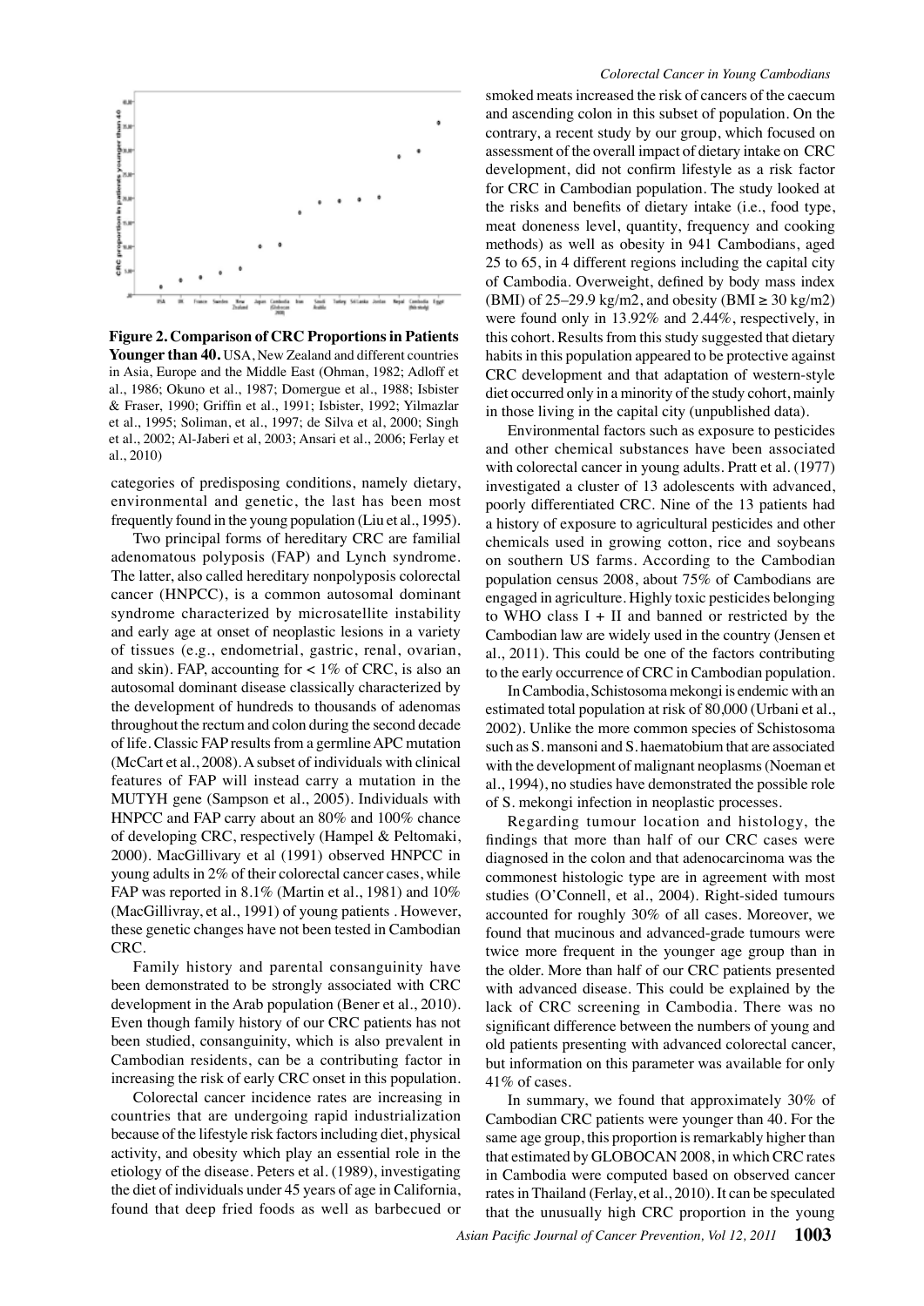CRC proportion in patients younger than 40

USA UK France Sweden New Zealand Japan Cambodia (Globocan 2008) Iran Saudi Arabia Turkey Sri Lanka Jordan Nepal Cambodia (this study) Egypt

**Figure 2. Comparison of CRC Proportions in Patients Younger than 40.** USA, New Zealand and different countries in Asia, Europe and the Middle East (Ohman, 1982; Adloff et al., 1986; Okuno et al., 1987; Domergue et al., 1988; Isbister & Fraser, 1990; Griffin et al., 1991; Isbister, 1992; Yilmazlar et al., 1995; Soliman, et al., 1997; de Silva et al, 2000; Singh et al., 2002; Al-Jaberi et al, 2003; Ansari et al., 2006; Ferlay et al., 2010)

categories of predisposing conditions, namely dietary, environmental and genetic, the last has been most frequently found in the young population (Liu et al., 1995).

Two principal forms of hereditary CRC are familial adenomatous polyposis (FAP) and Lynch syndrome. The latter, also called hereditary nonpolyposis colorectal cancer (HNPCC), is a common autosomal dominant syndrome characterized by microsatellite instability and early age at onset of neoplastic lesions in a variety of tissues (e.g., endometrial, gastric, renal, ovarian, and skin). FAP, accounting for < 1% of CRC, is also an autosomal dominant disease classically characterized by the development of hundreds to thousands of adenomas throughout the rectum and colon during the second decade of life. Classic FAP results from a germline APC mutation (McCart et al., 2008). A subset of individuals with clinical features of FAP will instead carry a mutation in the MUTYH gene (Sampson et al., 2005). Individuals with HNPCC and FAP carry about an 80% and 100% chance of developing CRC, respectively (Hampel & Peltomaki, 2000). MacGillivary et al (1991) observed HNPCC in young adults in 2% of their colorectal cancer cases, while FAP was reported in 8.1% (Martin et al., 1981) and 10% (MacGillivray, et al., 1991) of young patients . However, these genetic changes have not been tested in Cambodian CRC.

Family history and parental consanguinity have been demonstrated to be strongly associated with CRC development in the Arab population (Bener et al., 2010). Even though family history of our CRC patients has not been studied, consanguinity, which is also prevalent in Cambodian residents, can be a contributing factor in increasing the risk of early CRC onset in this population.

Colorectal cancer incidence rates are increasing in countries that are undergoing rapid industrialization because of the lifestyle risk factors including diet, physical activity, and obesity which play an essential role in the etiology of the disease. Peters et al. (1989), investigating the diet of individuals under 45 years of age in California, found that deep fried foods as well as barbecued or smoked meats increased the risk of cancers of the caecum and ascending colon in this subset of population. On the contrary, a recent study by our group, which focused on assessment of the overall impact of dietary intake on CRC development, did not confirm lifestyle as a risk factor for CRC in Cambodian population. The study looked at the risks and benefits of dietary intake (i.e., food type, meat doneness level, quantity, frequency and cooking methods) as well as obesity in 941 Cambodians, aged 25 to 65, in 4 different regions including the capital city of Cambodia. Overweight, defined by body mass index (BMI) of 25–29.9 kg/m2, and obesity (BMI ≥ 30 kg/m2) were found only in 13.92% and 2.44%, respectively, in this cohort. Results from this study suggested that dietary habits in this population appeared to be protective against CRC development and that adaptation of western-style diet occurred only in a minority of the study cohort, mainly in those living in the capital city (unpublished data).

Environmental factors such as exposure to pesticides and other chemical substances have been associated with colorectal cancer in young adults. Pratt et al. (1977) investigated a cluster of 13 adolescents with advanced, poorly differentiated CRC. Nine of the 13 patients had a history of exposure to agricultural pesticides and other chemicals used in growing cotton, rice and soybeans on southern US farms. According to the Cambodian population census 2008, about 75% of Cambodians are engaged in agriculture. Highly toxic pesticides belonging to WHO class I + II and banned or restricted by the Cambodian law are widely used in the country (Jensen et al., 2011). This could be one of the factors contributing to the early occurrence of CRC in Cambodian population.

In Cambodia, Schistosoma mekongi is endemic with an estimated total population at risk of 80,000 (Urbani et al., 2002). Unlike the more common species of Schistosoma such as S. mansoni and S. haematobium that are associated with the development of malignant neoplasms (Noeman et al., 1994), no studies have demonstrated the possible role of S. mekongi infection in neoplastic processes.

Regarding tumour location and histology, the findings that more than half of our CRC cases were diagnosed in the colon and that adenocarcinoma was the commonest histologic type are in agreement with most studies (O'Connell, et al., 2004). Right-sided tumours accounted for roughly 30% of all cases. Moreover, we found that mucinous and advanced-grade tumours were twice more frequent in the younger age group than in the older. More than half of our CRC patients presented with advanced disease. This could be explained by the lack of CRC screening in Cambodia. There was no significant difference between the numbers of young and old patients presenting with advanced colorectal cancer, but information on this parameter was available for only 41% of cases.

In summary, we found that approximately 30% of Cambodian CRC patients were younger than 40. For the same age group, this proportion is remarkably higher than that estimated by GLOBOCAN 2008, in which CRC rates in Cambodia were computed based on observed cancer rates in Thailand (Ferlay, et al., 2010). It can be speculated that the unusually high CRC proportion in the young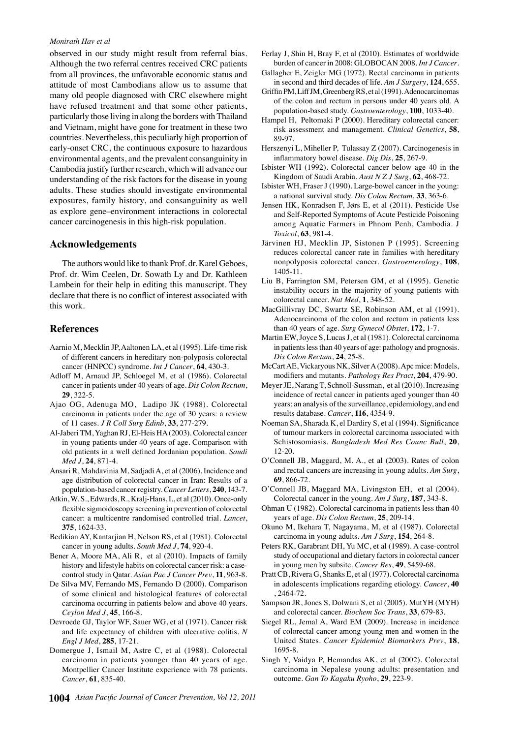observed in our study might result from referral bias. Although the two referral centres received CRC patients from all provinces, the unfavorable economic status and attitude of most Cambodians allow us to assume that many old people diagnosed with CRC elsewhere might have refused treatment and that some other patients, particularly those living in along the borders with Thailand and Vietnam, might have gone for treatment in these two countries. Nevertheless, this peculiarly high proportion of early-onset CRC, the continuous exposure to hazardous environmental agents, and the prevalent consanguinity in Cambodia justify further research, which will advance our understanding of the risk factors for the disease in young adults. These studies should investigate environmental exposures, family history, and consanguinity as well as explore gene–environment interactions in colorectal cancer carcinogenesis in this high-risk population.

## Acknowledgements

The authors would like to thank Prof. dr. Karel Geboes, Prof. dr. Wim Ceelen, Dr. Sowath Ly and Dr. Kathleen Lambein for their help in editing this manuscript. They declare that there is no conflict of interest associated with this work.

## References

Aarnio M, Mecklin JP, Aaltonen LA, et al (1995). Life-time risk of different cancers in hereditary non-polyposis colorectal cancer (HNPCC) syndrome. *Int J Cancer*, **64**, 430-3.

Adloff M, Arnaud JP, Schloegel M, et al (1986). Colorectal cancer in patients under 40 years of age. *Dis Colon Rectum*, **29**, 322-5.

Ajao OG, Adenuga MO, Ladipo JK (1988). Colorectal carcinoma in patients under the age of 30 years: a review of 11 cases. *J R Coll Surg Edinb*, **33**, 277-279.

Al-Jaberi TM, Yaghan RJ, El-Heis HA (2003). Colorectal cancer in young patients under 40 years of age. Comparison with old patients in a well defined Jordanian population. *Saudi Med J*, **24**, 871-4.

Ansari R, Mahdavinia M, Sadjadi A, et al (2006). Incidence and age distribution of colorectal cancer in Iran: Results of a population-based cancer registry. *Cancer Letters*, **240**, 143-7.

Atkin, W. S., Edwards, R., Kralj-Hans, I., et al (2010). Once-only flexible sigmoidoscopy screening in prevention of colorectal cancer: a multicentre randomised controlled trial. *Lancet*, **375**, 1624-33.

Bedikian AY, Kantarjian H, Nelson RS, et al (1981). Colorectal cancer in young adults. *South Med J*, **74**, 920-4.

Bener A, Moore MA, Ali R, et al (2010). Impacts of family history and lifestyle habits on colorectal cancer risk: a case-control study in Qatar. *Asian Pac J Cancer Prev*, **11**, 963-8.

De Silva MV, Fernando MS, Fernando D (2000). Comparison of some clinical and histological features of colorectal carcinoma occurring in patients below and above 40 years. *Ceylon Med J*, **45**, 166-8.

Devroede GJ, Taylor WF, Sauer WG, et al (1971). Cancer risk and life expectancy of children with ulcerative colitis. *N Engl J Med*, **285**, 17-21.

Domergue J, Ismail M, Astre C, et al (1988). Colorectal carcinoma in patients younger than 40 years of age. Montpellier Cancer Institute experience with 78 patients. *Cancer*, **61**, 835-40.

Ferlay J, Shin H, Bray F, et al (2010). Estimates of worldwide burden of cancer in 2008: GLOBOCAN 2008. *Int J Cancer*.

Gallagher E, Zeigler MG (1972). Rectal carcinoma in patients in second and third decades of life. *Am J Surgery*, **124**, 655.

Griffin PM, Liff JM, Greenberg RS, et al (1991). Adenocarcinomas of the colon and rectum in persons under 40 years old. A population-based study. *Gastroenterology*, **100**, 1033-40.

Hampel H, Peltomaki P (2000). Hereditary colorectal cancer: risk assessment and management. *Clinical Genetics*, **58**, 89-97.

Herszenyi L, Miheller P, Tulassay Z (2007). Carcinogenesis in inflammatory bowel disease. *Dig Dis*, **25**, 267-9.

Isbister WH (1992). Colorectal cancer below age 40 in the Kingdom of Saudi Arabia. *Aust N Z J Surg*, **62**, 468-72.

Isbister WH, Fraser J (1990). Large-bowel cancer in the young: a national survival study. *Dis Colon Rectum*, **33**, 363-6.

Jensen HK, Konradsen F, Jørs E, et al (2011). Pesticide Use and Self-Reported Symptoms of Acute Pesticide Poisoning among Aquatic Farmers in Phnom Penh, Cambodia. J *Toxicol*, **63**, 981-4.

Järvinen HJ, Mecklin JP, Sistonen P (1995). Screening reduces colorectal cancer rate in families with hereditary nonpolyposis colorectal cancer. *Gastroenterology*, **108**, 1405-11.

Liu B, Farrington SM, Petersen GM, et al (1995). Genetic instability occurs in the majority of young patients with colorectal cancer. *Nat Med*, **1**, 348-52.

MacGillivray DC, Swartz SE, Robinson AM, et al (1991). Adenocarcinoma of the colon and rectum in patients less than 40 years of age. *Surg Gynecol Obstet*, **172**, 1-7.

Martin EW, Joyce S, Lucas J, et al (1981). Colorectal carcinoma in patients less than 40 years of age: pathology and prognosis. *Dis Colon Rectum*, **24**, 25-8.

McCart AE, Vickaryous NK, Silver A (2008). Apc mice: Models, modifiers and mutants. *Pathology Res Pract*, **204**, 479-90.

Meyer JE, Narang T, Schnoll-Sussman, et al (2010). Increasing incidence of rectal cancer in patients aged younger than 40 years: an analysis of the surveillance, epidemiology, and end results database. *Cancer*, **116**, 4354-9.

Noeman SA, Sharada K, el Dardiry S, et al (1994). Significance of tumour markers in colorectal carcinoma associated with Schistosomiasis. *Bangladesh Med Res Counc Bull*, **20**, 12-20.

O'Connell JB, Maggard, M. A., et al (2003). Rates of colon and rectal cancers are increasing in young adults. *Am Surg*, **69**, 866-72.

O'Connell JB, Maggard MA, Livingston EH, et al (2004). Colorectal cancer in the young. *Am J Surg*, **187**, 343-8.

Ohman U (1982). Colorectal carcinoma in patients less than 40 years of age. *Dis Colon Rectum*, **25**, 209-14.

Okuno M, Ikehara T, Nagayama, M, et al (1987). Colorectal carcinoma in young adults. *Am J Surg*, **154**, 264-8.

Peters RK, Garabrant DH, Yu MC, et al (1989). A case-control study of occupational and dietary factors in colorectal cancer in young men by subsite. *Cancer Res*, **49**, 5459-68.

Pratt CB, Rivera G, Shanks E, et al (1977). Colorectal carcinoma in adolescents implications regarding etiology. *Cancer*, **40** , 2464-72.

Sampson JR, Jones S, Dolwani S, et al (2005). MutYH (MYH) and colorectal cancer. *Biochem Soc Trans*, **33**, 679-83.

Siegel RL, Jemal A, Ward EM (2009). Increase in incidence of colorectal cancer among young men and women in the United States. *Cancer Epidemiol Biomarkers Prev*, **18**, 1695-8.

Singh Y, Vaidya P, Hemandas AK, et al (2002). Colorectal carcinoma in Nepalese young adults: presentation and outcome. *Gan To Kagaku Ryoho*, **29**, 223-9.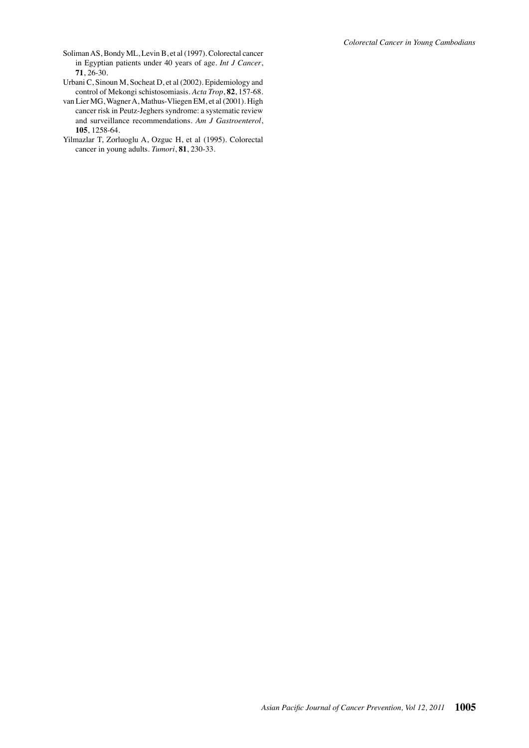Soliman AS, Bondy ML, Levin B, et al (1997). Colorectal cancer in Egyptian patients under 40 years of age. *Int J Cancer*, **71**, 26-30.

Urbani C, Sinoun M, Socheat D, et al (2002). Epidemiology and control of Mekongi schistosomiasis. *Acta Trop*, **82**, 157-68.

van Lier MG, Wagner A, Mathus-Vliegen EM, et al (2001). High cancer risk in Peutz-Jeghers syndrome: a systematic review and surveillance recommendations. *Am J Gastroenterol*, **105**, 1258-64.

Yilmazlar T, Zorluoglu A, Ozguc H, et al (1995). Colorectal cancer in young adults. *Tumori*, **81**, 230-33.